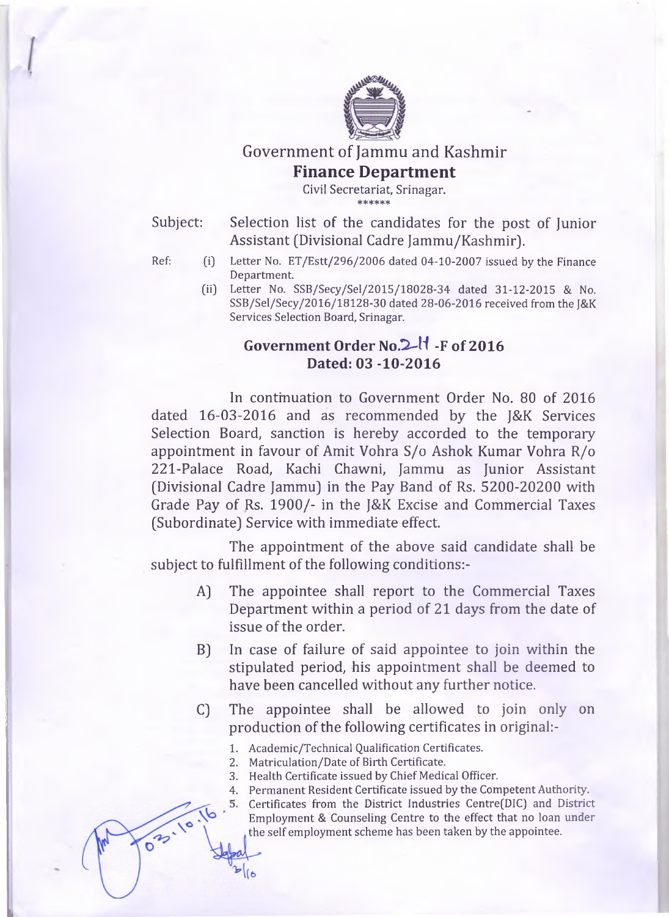# Government of Jammu and Kashmir

## Finance Department

Civil Secretariat, Srinagar.

\*\*\*\*\*\*

Subject: Selection list of the candidates for the post of Junior Assistant (Divisional Cadre Jammu/Kashmir).

Ref:
(i) Letter No. ET/Estt/296/2006 dated 04-10-2007 issued by the Finance Department.
(ii) Letter No. SSB/Secy/Sel/2015/18028-34 dated 31-12-2015 & No. SSB/Sel/Secy/2016/18128-30 dated 28-06-2016 received from the J&K Services Selection Board, Srinagar.

### Government Order No.214 -F of 2016
### Dated: 03 -10-2016

In continuation to Government Order No. 80 of 2016 dated 16-03-2016 and as recommended by the J&K Services Selection Board, sanction is hereby accorded to the temporary appointment in favour of Amit Vohra S/o Ashok Kumar Vohra R/o 221-Palace Road, Kachi Chawni, Jammu as Junior Assistant (Divisional Cadre Jammu) in the Pay Band of Rs. 5200-20200 with Grade Pay of Rs. 1900/- in the J&K Excise and Commercial Taxes (Subordinate) Service with immediate effect.

The appointment of the above said candidate shall be subject to fulfillment of the following conditions:-

A) The appointee shall report to the Commercial Taxes Department within a period of 21 days from the date of issue of the order.

B) In case of failure of said appointee to join within the stipulated period, his appointment shall be deemed to have been cancelled without any further notice.

C) The appointee shall be allowed to join only on production of the following certificates in original:-

1. Academic/Technical Qualification Certificates.
2. Matriculation/Date of Birth Certificate.
3. Health Certificate issued by Chief Medical Officer.
4. Permanent Resident Certificate issued by the Competent Authority.
5. Certificates from the District Industries Centre(DIC) and District Employment & Counseling Centre to the effect that no loan under the self employment scheme has been taken by the appointee.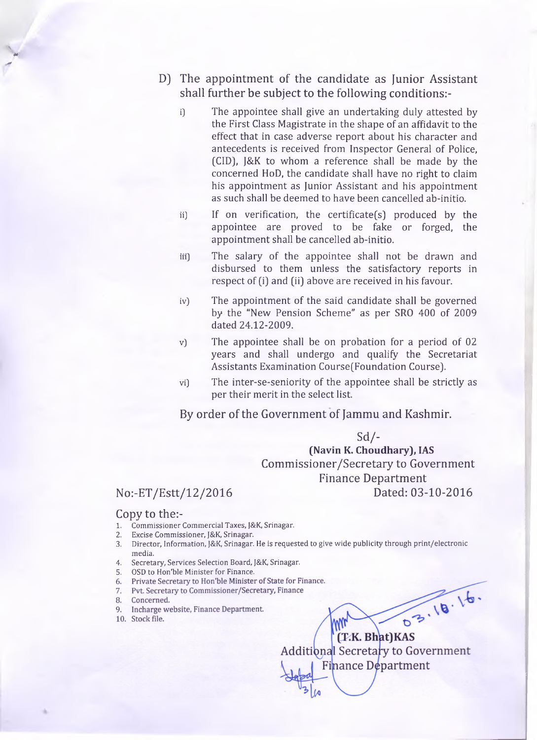D) The appointment of the candidate as Junior Assistant shall further be subject to the following conditions:-

i) The appointee shall give an undertaking duly attested by the First Class Magistrate in the shape of an affidavit to the effect that in case adverse report about his character and antecedents is received from Inspector General of Police, (CID), J&K to whom a reference shall be made by the concerned HoD, the candidate shall have no right to claim his appointment as Junior Assistant and his appointment as such shall be deemed to have been cancelled ab-initio.

ii) If on verification, the certificate(s) produced by the appointee are proved to be fake or forged, the appointment shall be cancelled ab-initio.

iii) The salary of the appointee shall not be drawn and disbursed to them unless the satisfactory reports in respect of (i) and (ii) above are received in his favour.

iv) The appointment of the said candidate shall be governed by the "New Pension Scheme" as per SRO 400 of 2009 dated 24.12-2009.

v) The appointee shall be on probation for a period of 02 years and shall undergo and qualify the Secretariat Assistants Examination Course(Foundation Course).

vi) The inter-se-seniority of the appointee shall be strictly as per their merit in the select list.

By order of the Government of Jammu and Kashmir.

Sd/-

**(Navin K. Choudhary), IAS**
Commissioner/Secretary to Government
Finance Department

No:-ET/Estt/12/2016 Dated: 03-10-2016

Copy to the:-

1. Commissioner Commercial Taxes, J&K, Srinagar.
2. Excise Commissioner, J&K, Srinagar.
3. Director, Information, J&K, Srinagar. He is requested to give wide publicity through print/electronic media.
4. Secretary, Services Selection Board, J&K, Srinagar.
5. OSD to Hon'ble Minister for Finance.
6. Private Secretary to Hon'ble Minister of State for Finance.
7. Pvt. Secretary to Commissioner/Secretary, Finance
8. Concerned.
9. Incharge website, Finance Department.
10. Stock file.

03.10.16.

**(T.K. Bhat)KAS**
Additional Secretary to Government
Finance Department